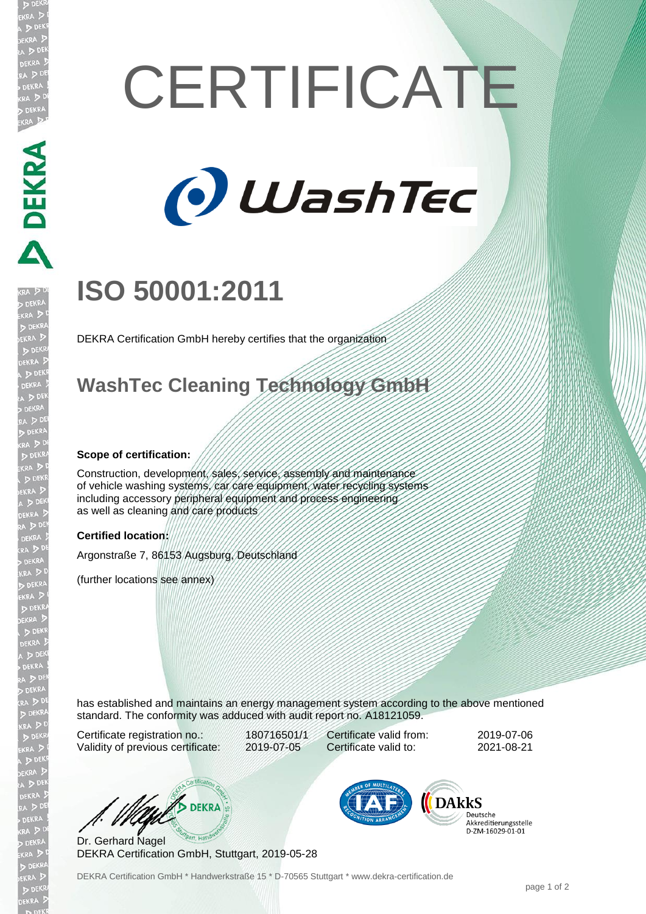# CERTIFICATE

WashTec

# ISO 50001:2011

DEKRA Certification GmbH hereby certifies that the organization

## WashTec Cleaning Technology GmbH

**Scope of certification:**

Construction, development, sales, service, assembly and maintenance of vehicle washing systems, car care equipment, water recycling systems including accessory peripheral equipment and process engineering as well as cleaning and care products

**Certified location:**

Argonstraße 7, 86153 Augsburg, Deutschland

(further locations see annex)

has established and maintains an energy management system according to the above mentioned standard. The conformity was adduced with audit report no. A18121059.

| | | | |
|---|---|---|---|
| Certificate registration no.: | 180716501/1 | Certificate valid from: | 2019-07-06 |
| Validity of previous certificate: | 2019-07-05 | Certificate valid to: | 2021-08-21 |

Dr. Gerhard Nagel
DEKRA Certification GmbH, Stuttgart, 2019-05-28

DAkkS Deutsche Akkreditierungsstelle D-ZM-16029-01-01

DEKRA Certification GmbH * Handwerkstraße 15 * D-70565 Stuttgart * www.dekra-certification.de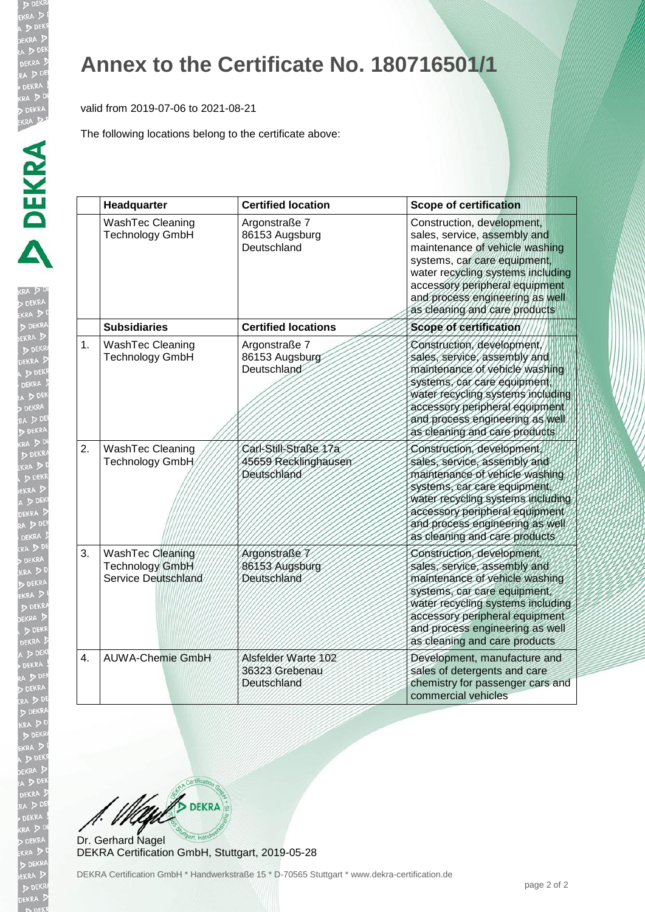# Annex to the Certificate No. 180716501/1

valid from 2019-07-06 to 2021-08-21

The following locations belong to the certificate above:

| | Headquarter | Certified location | Scope of certification |
|---|---|---|---|
| | WashTec Cleaning Technology GmbH | Argonstraße 7<br>86153 Augsburg<br>Deutschland | Construction, development, sales, service, assembly and maintenance of vehicle washing systems, car care equipment, water recycling systems including accessory peripheral equipment and process engineering as well as cleaning and care products |
| | **Subsidiaries** | **Certified locations** | **Scope of certification** |
| 1. | WashTec Cleaning Technology GmbH | Argonstraße 7<br>86153 Augsburg<br>Deutschland | Construction, development, sales, service, assembly and maintenance of vehicle washing systems, car care equipment, water recycling systems including accessory peripheral equipment and process engineering as well as cleaning and care products |
| 2. | WashTec Cleaning Technology GmbH | Carl-Still-Straße 17a<br>45659 Recklinghausen<br>Deutschland | Construction, development, sales, service, assembly and maintenance of vehicle washing systems, car care equipment, water recycling systems including accessory peripheral equipment and process engineering as well as cleaning and care products |
| 3. | WashTec Cleaning Technology GmbH Service Deutschland | Argonstraße 7<br>86153 Augsburg<br>Deutschland | Construction, development, sales, service, assembly and maintenance of vehicle washing systems, car care equipment, water recycling systems including accessory peripheral equipment and process engineering as well as cleaning and care products |
| 4. | AUWA-Chemie GmbH | Alsfelder Warte 102<br>36323 Grebenau<br>Deutschland | Development, manufacture and sales of detergents and care chemistry for passenger cars and commercial vehicles |

Dr. Gerhard Nagel
DEKRA Certification GmbH, Stuttgart, 2019-05-28

DEKRA Certification GmbH * Handwerkstraße 15 * D-70565 Stuttgart * www.dekra-certification.de